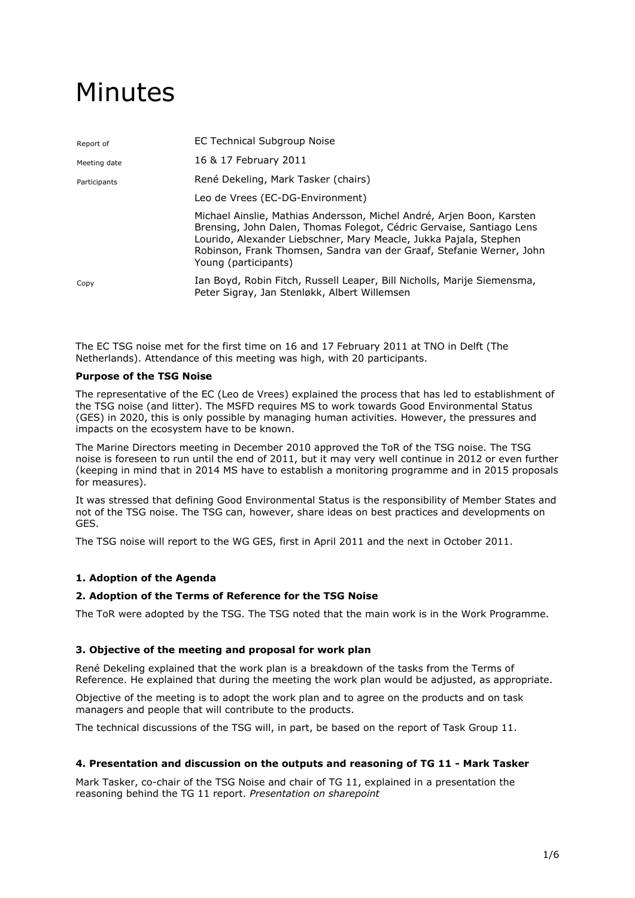# Minutes

| | |
|---|---|
| Report of | EC Technical Subgroup Noise |
| Meeting date | 16 & 17 February 2011 |
| Participants | René Dekeling, Mark Tasker (chairs) |
| | Leo de Vrees (EC-DG-Environment) |
| | Michael Ainslie, Mathias Andersson, Michel André, Arjen Boon, Karsten Brensing, John Dalen, Thomas Folegot, Cédric Gervaise, Santiago Lens Lourido, Alexander Liebschner, Mary Meacle, Jukka Pajala, Stephen Robinson, Frank Thomsen, Sandra van der Graaf, Stefanie Werner, John Young (participants) |
| Copy | Ian Boyd, Robin Fitch, Russell Leaper, Bill Nicholls, Marije Siemensma, Peter Sigray, Jan Stenløkk, Albert Willemsen |

The EC TSG noise met for the first time on 16 and 17 February 2011 at TNO in Delft (The Netherlands). Attendance of this meeting was high, with 20 participants.

**Purpose of the TSG Noise**

The representative of the EC (Leo de Vrees) explained the process that has led to establishment of the TSG noise (and litter). The MSFD requires MS to work towards Good Environmental Status (GES) in 2020, this is only possible by managing human activities. However, the pressures and impacts on the ecosystem have to be known.

The Marine Directors meeting in December 2010 approved the ToR of the TSG noise. The TSG noise is foreseen to run until the end of 2011, but it may very well continue in 2012 or even further (keeping in mind that in 2014 MS have to establish a monitoring programme and in 2015 proposals for measures).

It was stressed that defining Good Environmental Status is the responsibility of Member States and not of the TSG noise. The TSG can, however, share ideas on best practices and developments on GES.

The TSG noise will report to the WG GES, first in April 2011 and the next in October 2011.

**1. Adoption of the Agenda**

**2. Adoption of the Terms of Reference for the TSG Noise**

The ToR were adopted by the TSG. The TSG noted that the main work is in the Work Programme.

**3. Objective of the meeting and proposal for work plan**

René Dekeling explained that the work plan is a breakdown of the tasks from the Terms of Reference. He explained that during the meeting the work plan would be adjusted, as appropriate.

Objective of the meeting is to adopt the work plan and to agree on the products and on task managers and people that will contribute to the products.

The technical discussions of the TSG will, in part, be based on the report of Task Group 11.

**4. Presentation and discussion on the outputs and reasoning of TG 11 - Mark Tasker**

Mark Tasker, co-chair of the TSG Noise and chair of TG 11, explained in a presentation the reasoning behind the TG 11 report. *Presentation on sharepoint*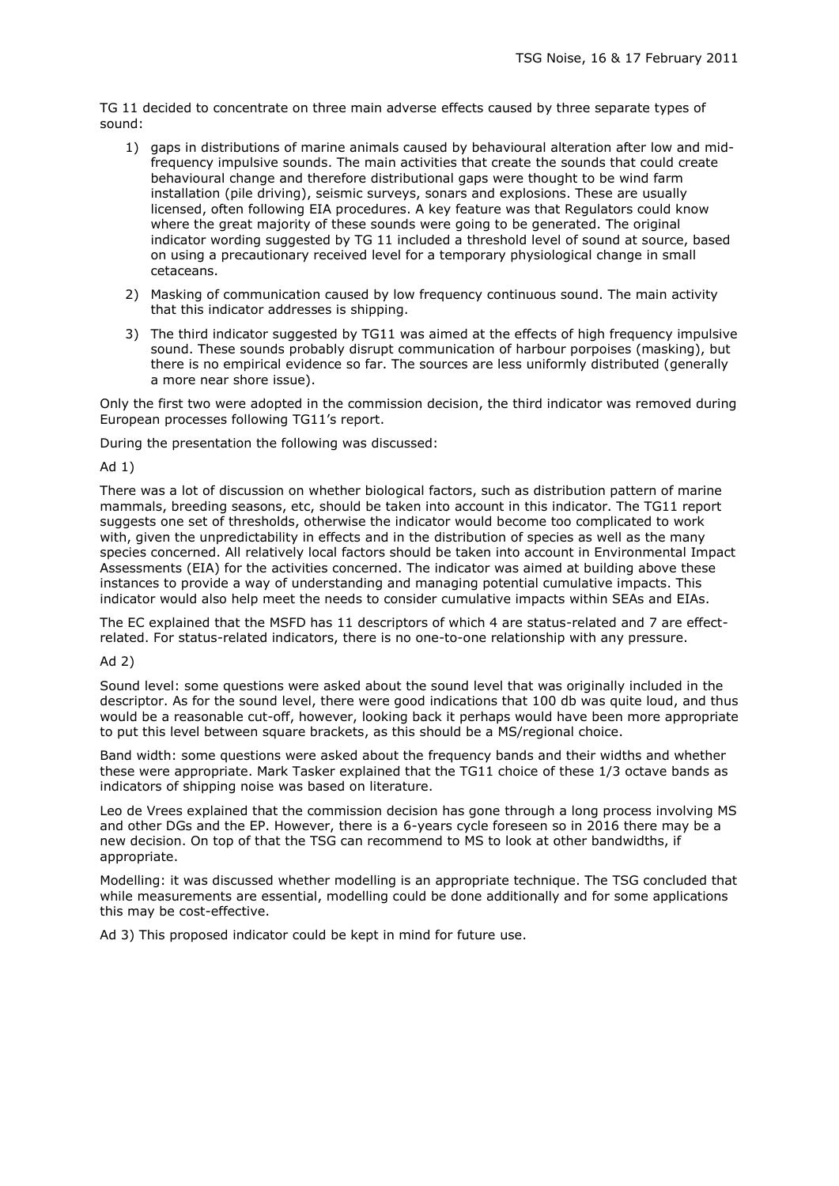TG 11 decided to concentrate on three main adverse effects caused by three separate types of sound:

1) gaps in distributions of marine animals caused by behavioural alteration after low and mid-frequency impulsive sounds. The main activities that create the sounds that could create behavioural change and therefore distributional gaps were thought to be wind farm installation (pile driving), seismic surveys, sonars and explosions. These are usually licensed, often following EIA procedures. A key feature was that Regulators could know where the great majority of these sounds were going to be generated. The original indicator wording suggested by TG 11 included a threshold level of sound at source, based on using a precautionary received level for a temporary physiological change in small cetaceans.

2) Masking of communication caused by low frequency continuous sound. The main activity that this indicator addresses is shipping.

3) The third indicator suggested by TG11 was aimed at the effects of high frequency impulsive sound. These sounds probably disrupt communication of harbour porpoises (masking), but there is no empirical evidence so far. The sources are less uniformly distributed (generally a more near shore issue).

Only the first two were adopted in the commission decision, the third indicator was removed during European processes following TG11's report.

During the presentation the following was discussed:

Ad 1)

There was a lot of discussion on whether biological factors, such as distribution pattern of marine mammals, breeding seasons, etc, should be taken into account in this indicator. The TG11 report suggests one set of thresholds, otherwise the indicator would become too complicated to work with, given the unpredictability in effects and in the distribution of species as well as the many species concerned. All relatively local factors should be taken into account in Environmental Impact Assessments (EIA) for the activities concerned. The indicator was aimed at building above these instances to provide a way of understanding and managing potential cumulative impacts. This indicator would also help meet the needs to consider cumulative impacts within SEAs and EIAs.

The EC explained that the MSFD has 11 descriptors of which 4 are status-related and 7 are effect-related. For status-related indicators, there is no one-to-one relationship with any pressure.

Ad 2)

Sound level: some questions were asked about the sound level that was originally included in the descriptor. As for the sound level, there were good indications that 100 db was quite loud, and thus would be a reasonable cut-off, however, looking back it perhaps would have been more appropriate to put this level between square brackets, as this should be a MS/regional choice.

Band width: some questions were asked about the frequency bands and their widths and whether these were appropriate. Mark Tasker explained that the TG11 choice of these 1/3 octave bands as indicators of shipping noise was based on literature.

Leo de Vrees explained that the commission decision has gone through a long process involving MS and other DGs and the EP. However, there is a 6-years cycle foreseen so in 2016 there may be a new decision. On top of that the TSG can recommend to MS to look at other bandwidths, if appropriate.

Modelling: it was discussed whether modelling is an appropriate technique. The TSG concluded that while measurements are essential, modelling could be done additionally and for some applications this may be cost-effective.

Ad 3) This proposed indicator could be kept in mind for future use.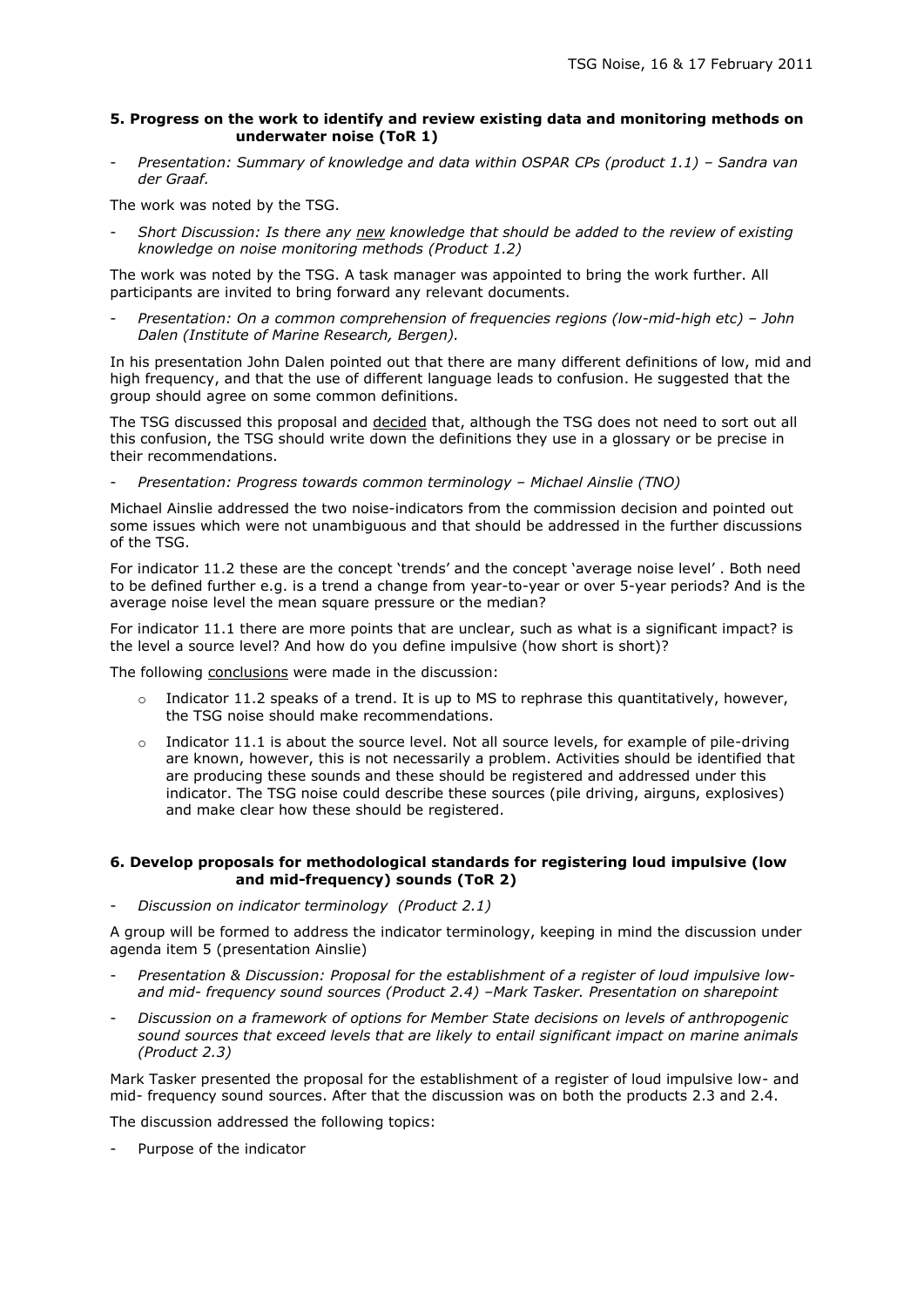**5. Progress on the work to identify and review existing data and monitoring methods on underwater noise (ToR 1)**

- *Presentation: Summary of knowledge and data within OSPAR CPs (product 1.1) – Sandra van der Graaf.*

The work was noted by the TSG.

- *Short Discussion: Is there any new knowledge that should be added to the review of existing knowledge on noise monitoring methods (Product 1.2)*

The work was noted by the TSG. A task manager was appointed to bring the work further. All participants are invited to bring forward any relevant documents.

- *Presentation: On a common comprehension of frequencies regions (low-mid-high etc) – John Dalen (Institute of Marine Research, Bergen).*

In his presentation John Dalen pointed out that there are many different definitions of low, mid and high frequency, and that the use of different language leads to confusion. He suggested that the group should agree on some common definitions.

The TSG discussed this proposal and decided that, although the TSG does not need to sort out all this confusion, the TSG should write down the definitions they use in a glossary or be precise in their recommendations.

- *Presentation: Progress towards common terminology – Michael Ainslie (TNO)*

Michael Ainslie addressed the two noise-indicators from the commission decision and pointed out some issues which were not unambiguous and that should be addressed in the further discussions of the TSG.

For indicator 11.2 these are the concept 'trends' and the concept 'average noise level' . Both need to be defined further e.g. is a trend a change from year-to-year or over 5-year periods? And is the average noise level the mean square pressure or the median?

For indicator 11.1 there are more points that are unclear, such as what is a significant impact? is the level a source level? And how do you define impulsive (how short is short)?

The following conclusions were made in the discussion:

- Indicator 11.2 speaks of a trend. It is up to MS to rephrase this quantitatively, however, the TSG noise should make recommendations.
- Indicator 11.1 is about the source level. Not all source levels, for example of pile-driving are known, however, this is not necessarily a problem. Activities should be identified that are producing these sounds and these should be registered and addressed under this indicator. The TSG noise could describe these sources (pile driving, airguns, explosives) and make clear how these should be registered.

**6. Develop proposals for methodological standards for registering loud impulsive (low and mid-frequency) sounds (ToR 2)**

- *Discussion on indicator terminology (Product 2.1)*

A group will be formed to address the indicator terminology, keeping in mind the discussion under agenda item 5 (presentation Ainslie)

- *Presentation & Discussion: Proposal for the establishment of a register of loud impulsive low- and mid- frequency sound sources (Product 2.4) –Mark Tasker. Presentation on sharepoint*
- *Discussion on a framework of options for Member State decisions on levels of anthropogenic sound sources that exceed levels that are likely to entail significant impact on marine animals (Product 2.3)*

Mark Tasker presented the proposal for the establishment of a register of loud impulsive low- and mid- frequency sound sources. After that the discussion was on both the products 2.3 and 2.4.

The discussion addressed the following topics:

- Purpose of the indicator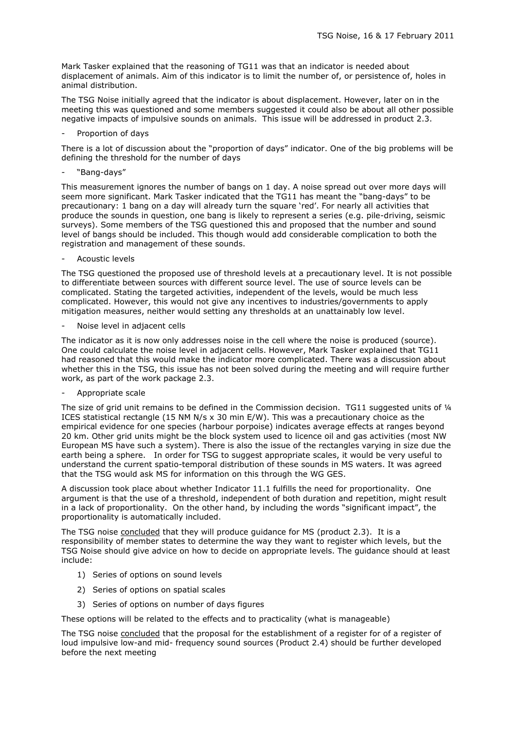Mark Tasker explained that the reasoning of TG11 was that an indicator is needed about displacement of animals. Aim of this indicator is to limit the number of, or persistence of, holes in animal distribution.

The TSG Noise initially agreed that the indicator is about displacement. However, later on in the meeting this was questioned and some members suggested it could also be about all other possible negative impacts of impulsive sounds on animals. This issue will be addressed in product 2.3.

- Proportion of days

There is a lot of discussion about the "proportion of days" indicator. One of the big problems will be defining the threshold for the number of days

- "Bang-days"

This measurement ignores the number of bangs on 1 day. A noise spread out over more days will seem more significant. Mark Tasker indicated that the TG11 has meant the "bang-days" to be precautionary: 1 bang on a day will already turn the square 'red'. For nearly all activities that produce the sounds in question, one bang is likely to represent a series (e.g. pile-driving, seismic surveys). Some members of the TSG questioned this and proposed that the number and sound level of bangs should be included. This though would add considerable complication to both the registration and management of these sounds.

- Acoustic levels

The TSG questioned the proposed use of threshold levels at a precautionary level. It is not possible to differentiate between sources with different source level. The use of source levels can be complicated. Stating the targeted activities, independent of the levels, would be much less complicated. However, this would not give any incentives to industries/governments to apply mitigation measures, neither would setting any thresholds at an unattainably low level.

- Noise level in adjacent cells

The indicator as it is now only addresses noise in the cell where the noise is produced (source). One could calculate the noise level in adjacent cells. However, Mark Tasker explained that TG11 had reasoned that this would make the indicator more complicated. There was a discussion about whether this in the TSG, this issue has not been solved during the meeting and will require further work, as part of the work package 2.3.

- Appropriate scale

The size of grid unit remains to be defined in the Commission decision. TG11 suggested units of ¼ ICES statistical rectangle (15 NM N/s x 30 min E/W). This was a precautionary choice as the empirical evidence for one species (harbour porpoise) indicates average effects at ranges beyond 20 km. Other grid units might be the block system used to licence oil and gas activities (most NW European MS have such a system). There is also the issue of the rectangles varying in size due the earth being a sphere. In order for TSG to suggest appropriate scales, it would be very useful to understand the current spatio-temporal distribution of these sounds in MS waters. It was agreed that the TSG would ask MS for information on this through the WG GES.

A discussion took place about whether Indicator 11.1 fulfills the need for proportionality. One argument is that the use of a threshold, independent of both duration and repetition, might result in a lack of proportionality. On the other hand, by including the words "significant impact", the proportionality is automatically included.

The TSG noise <u>concluded</u> that they will produce guidance for MS (product 2.3). It is a responsibility of member states to determine the way they want to register which levels, but the TSG Noise should give advice on how to decide on appropriate levels. The guidance should at least include:

1) Series of options on sound levels
2) Series of options on spatial scales
3) Series of options on number of days figures

These options will be related to the effects and to practicality (what is manageable)

The TSG noise <u>concluded</u> that the proposal for the establishment of a register for of a register of loud impulsive low-and mid- frequency sound sources (Product 2.4) should be further developed before the next meeting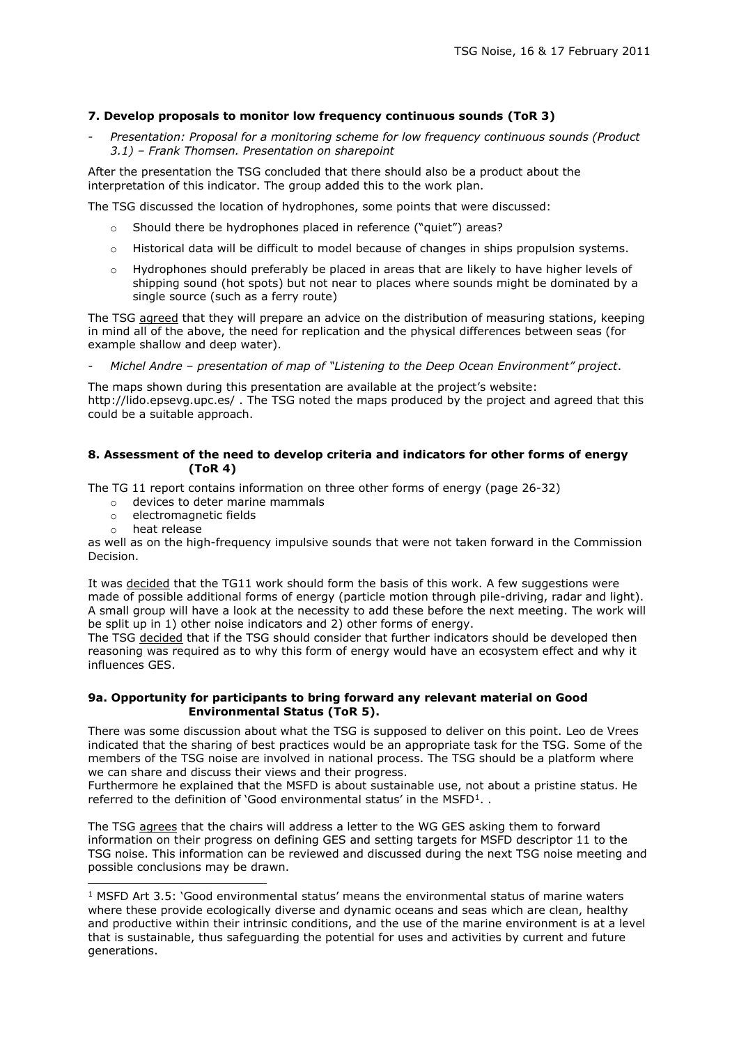### 7. Develop proposals to monitor low frequency continuous sounds (ToR 3)

- *Presentation: Proposal for a monitoring scheme for low frequency continuous sounds (Product 3.1) – Frank Thomsen. Presentation on sharepoint*

After the presentation the TSG concluded that there should also be a product about the interpretation of this indicator. The group added this to the work plan.

The TSG discussed the location of hydrophones, some points that were discussed:

- Should there be hydrophones placed in reference ("quiet") areas?
- Historical data will be difficult to model because of changes in ships propulsion systems.
- Hydrophones should preferably be placed in areas that are likely to have higher levels of shipping sound (hot spots) but not near to places where sounds might be dominated by a single source (such as a ferry route)

The TSG agreed that they will prepare an advice on the distribution of measuring stations, keeping in mind all of the above, the need for replication and the physical differences between seas (for example shallow and deep water).

- *Michel Andre – presentation of map of "Listening to the Deep Ocean Environment" project.*

The maps shown during this presentation are available at the project's website: http://lido.epsevg.upc.es/ . The TSG noted the maps produced by the project and agreed that this could be a suitable approach.

### 8. Assessment of the need to develop criteria and indicators for other forms of energy (ToR 4)

The TG 11 report contains information on three other forms of energy (page 26-32)

- devices to deter marine mammals
- electromagnetic fields
- heat release

as well as on the high-frequency impulsive sounds that were not taken forward in the Commission Decision.

It was decided that the TG11 work should form the basis of this work. A few suggestions were made of possible additional forms of energy (particle motion through pile-driving, radar and light). A small group will have a look at the necessity to add these before the next meeting. The work will be split up in 1) other noise indicators and 2) other forms of energy.

The TSG decided that if the TSG should consider that further indicators should be developed then reasoning was required as to why this form of energy would have an ecosystem effect and why it influences GES.

### 9a. Opportunity for participants to bring forward any relevant material on Good Environmental Status (ToR 5).

There was some discussion about what the TSG is supposed to deliver on this point. Leo de Vrees indicated that the sharing of best practices would be an appropriate task for the TSG. Some of the members of the TSG noise are involved in national process. The TSG should be a platform where we can share and discuss their views and their progress.

Furthermore he explained that the MSFD is about sustainable use, not about a pristine status. He referred to the definition of 'Good environmental status' in the MSFD[1]. .

The TSG agrees that the chairs will address a letter to the WG GES asking them to forward information on their progress on defining GES and setting targets for MSFD descriptor 11 to the TSG noise. This information can be reviewed and discussed during the next TSG noise meeting and possible conclusions may be drawn.

---

[1] MSFD Art 3.5: 'Good environmental status' means the environmental status of marine waters where these provide ecologically diverse and dynamic oceans and seas which are clean, healthy and productive within their intrinsic conditions, and the use of the marine environment is at a level that is sustainable, thus safeguarding the potential for uses and activities by current and future generations.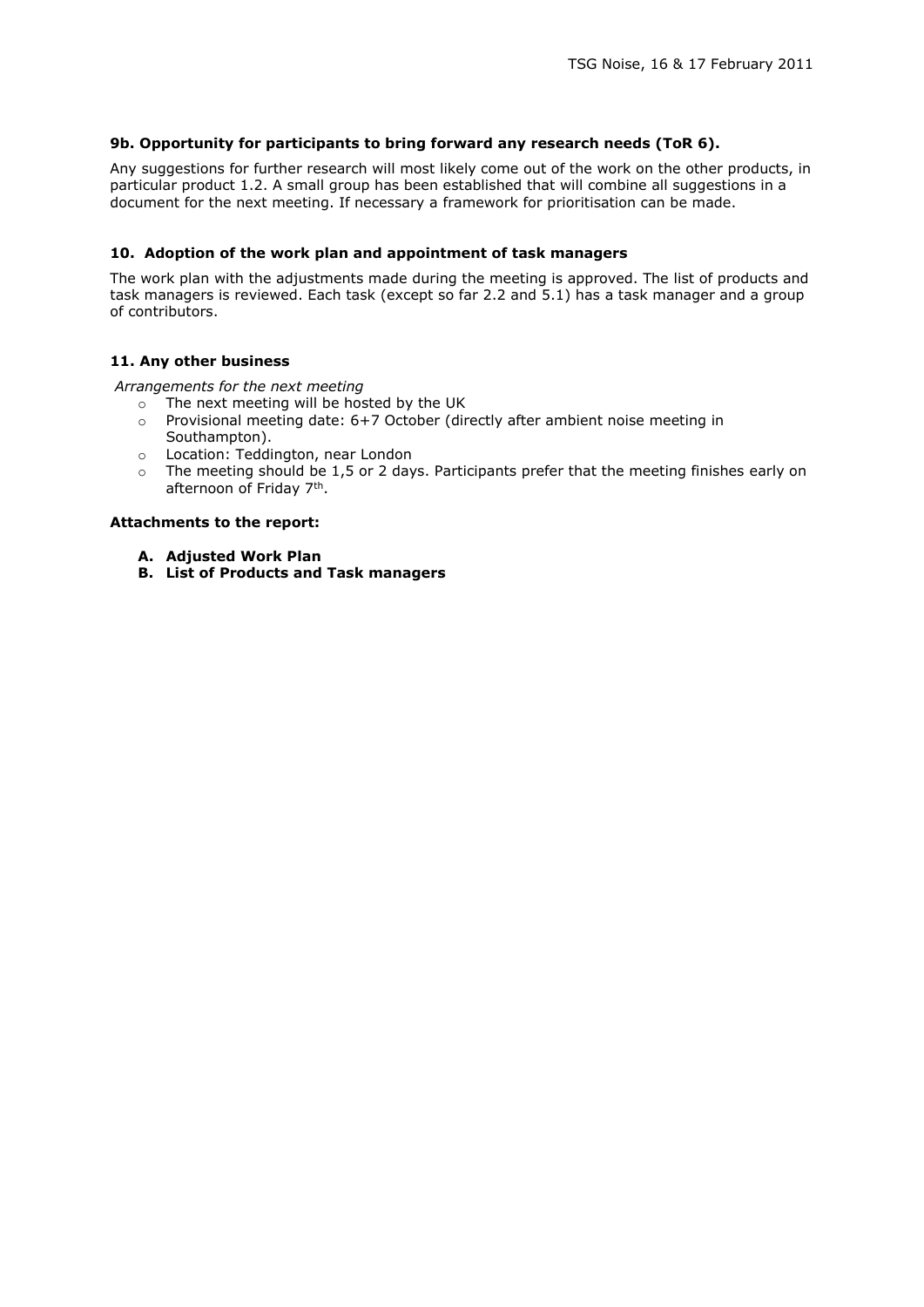### 9b. Opportunity for participants to bring forward any research needs (ToR 6).

Any suggestions for further research will most likely come out of the work on the other products, in particular product 1.2. A small group has been established that will combine all suggestions in a document for the next meeting. If necessary a framework for prioritisation can be made.

### 10. Adoption of the work plan and appointment of task managers

The work plan with the adjustments made during the meeting is approved. The list of products and task managers is reviewed. Each task (except so far 2.2 and 5.1) has a task manager and a group of contributors.

### 11. Any other business

*Arrangements for the next meeting*

- The next meeting will be hosted by the UK
- Provisional meeting date: 6+7 October (directly after ambient noise meeting in Southampton).
- Location: Teddington, near London
- The meeting should be 1,5 or 2 days. Participants prefer that the meeting finishes early on afternoon of Friday 7th.

**Attachments to the report:**

- **A. Adjusted Work Plan**
- **B. List of Products and Task managers**